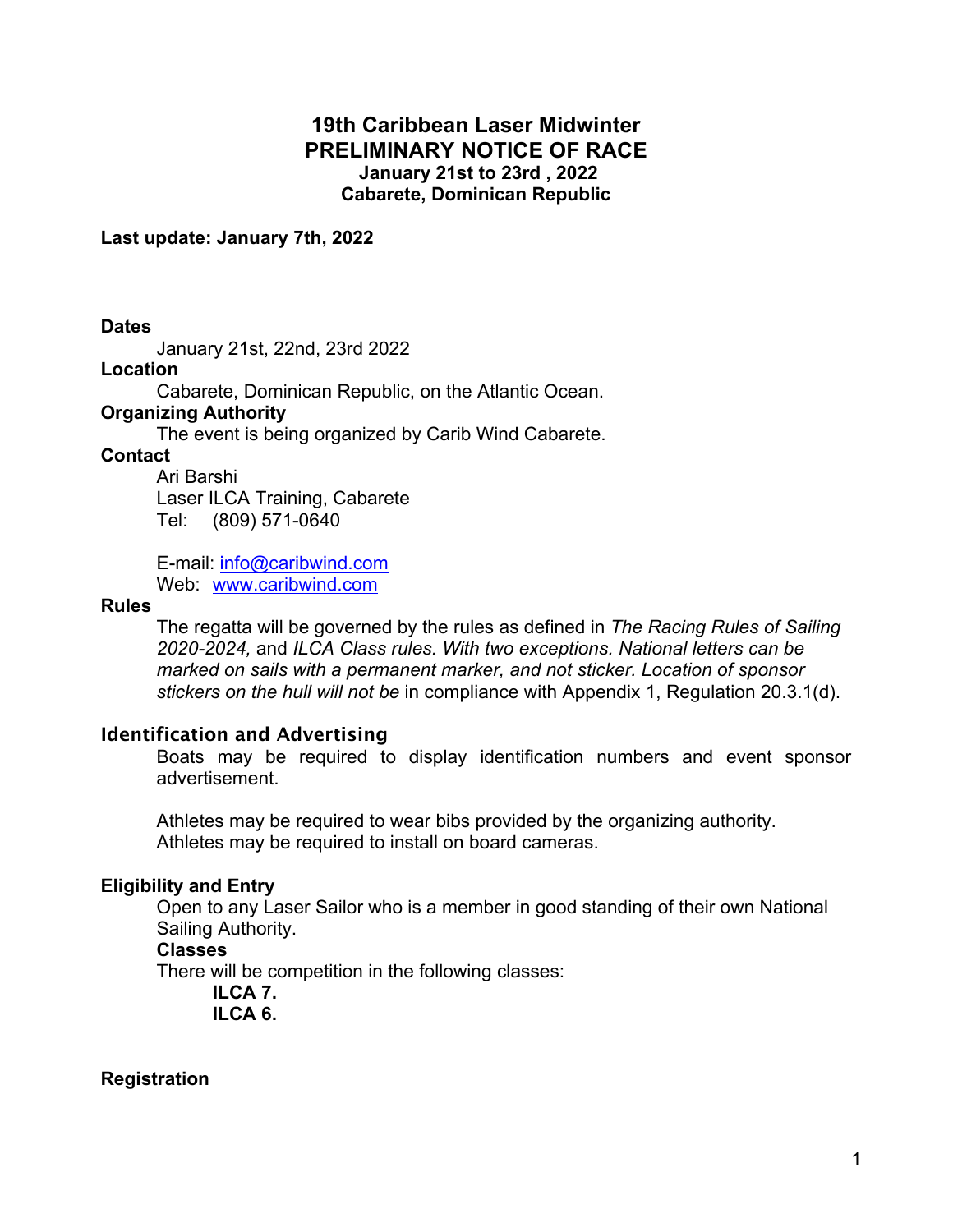# 19th Caribbean Laser Midwinter
# PRELIMINARY NOTICE OF RACE

**January 21st to 23rd , 2022**
**Cabarete, Dominican Republic**

**Last update: January 7th, 2022**

**Dates**

January 21st, 22nd, 23rd 2022

**Location**

Cabarete, Dominican Republic, on the Atlantic Ocean.

**Organizing Authority**

The event is being organized by Carib Wind Cabarete.

**Contact**

Ari Barshi
Laser ILCA Training, Cabarete
Tel: (809) 571-0640

E-mail: [info@caribwind.com](mailto:info@caribwind.com)
Web: [www.caribwind.com](http://www.caribwind.com)

**Rules**

The regatta will be governed by the rules as defined in *The Racing Rules of Sailing 2020-2024,* and *ILCA Class rules. With two exceptions. National letters can be marked on sails with a permanent marker, and not sticker. Location of sponsor stickers on the hull will not be* in compliance with Appendix 1, Regulation 20.3.1(d).

## Identification and Advertising

Boats may be required to display identification numbers and event sponsor advertisement.

Athletes may be required to wear bibs provided by the organizing authority.
Athletes may be required to install on board cameras.

**Eligibility and Entry**

Open to any Laser Sailor who is a member in good standing of their own National Sailing Authority.

**Classes**

There will be competition in the following classes:

- **ILCA 7.**
- **ILCA 6.**

**Registration**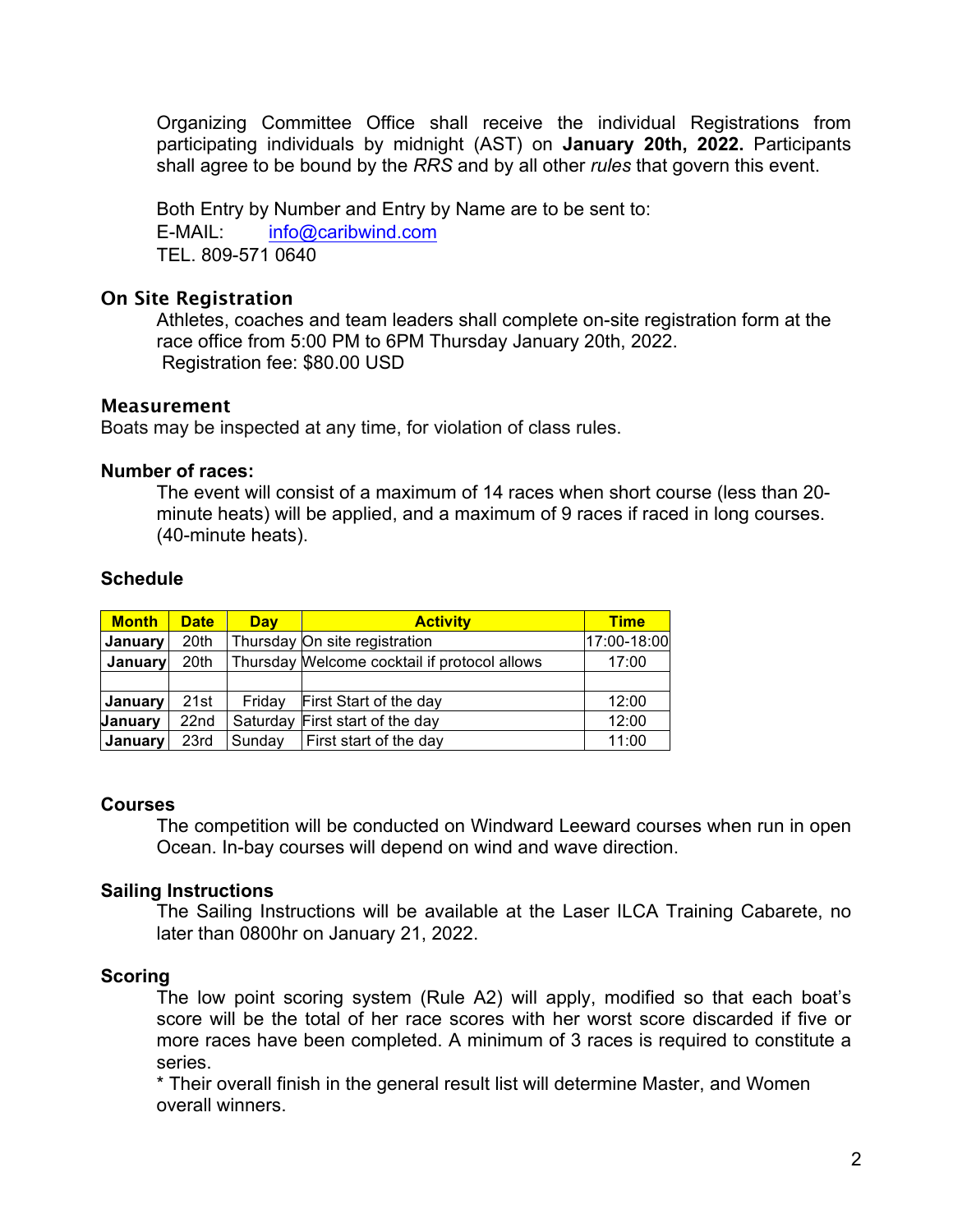Organizing Committee Office shall receive the individual Registrations from participating individuals by midnight (AST) on **January 20th, 2022.** Participants shall agree to be bound by the *RRS* and by all other *rules* that govern this event.

Both Entry by Number and Entry by Name are to be sent to:
E-MAIL: info@caribwind.com
TEL. 809-571 0640

## On Site Registration

Athletes, coaches and team leaders shall complete on-site registration form at the race office from 5:00 PM to 6PM Thursday January 20th, 2022.
Registration fee: $80.00 USD

## Measurement

Boats may be inspected at any time, for violation of class rules.

## Number of races:

The event will consist of a maximum of 14 races when short course (less than 20-minute heats) will be applied, and a maximum of 9 races if raced in long courses. (40-minute heats).

## Schedule

| Month | Date | Day | Activity | Time |
|---|---|---|---|---|
| January | 20th | Thursday | On site registration | 17:00-18:00 |
| January | 20th | Thursday | Welcome cocktail if protocol allows | 17:00 |
| | | | | |
| January | 21st | Friday | First Start of the day | 12:00 |
| January | 22nd | Saturday | First start of the day | 12:00 |
| January | 23rd | Sunday | First start of the day | 11:00 |

## Courses

The competition will be conducted on Windward Leeward courses when run in open Ocean. In-bay courses will depend on wind and wave direction.

## Sailing Instructions

The Sailing Instructions will be available at the Laser ILCA Training Cabarete, no later than 0800hr on January 21, 2022.

## Scoring

The low point scoring system (Rule A2) will apply, modified so that each boat's score will be the total of her race scores with her worst score discarded if five or more races have been completed. A minimum of 3 races is required to constitute a series.

* Their overall finish in the general result list will determine Master, and Women overall winners.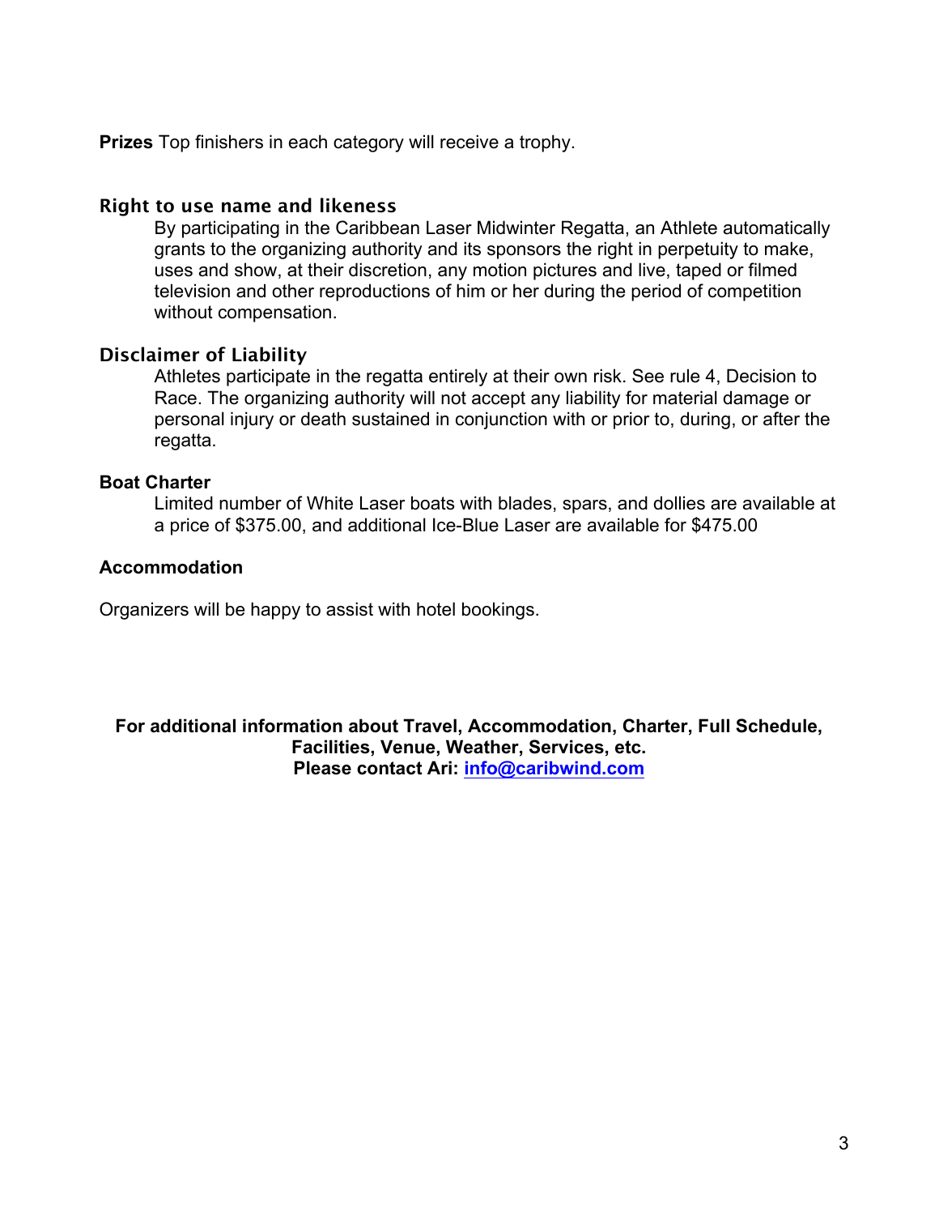**Prizes** Top finishers in each category will receive a trophy.

## Right to use name and likeness

By participating in the Caribbean Laser Midwinter Regatta, an Athlete automatically grants to the organizing authority and its sponsors the right in perpetuity to make, uses and show, at their discretion, any motion pictures and live, taped or filmed television and other reproductions of him or her during the period of competition without compensation.

## Disclaimer of Liability

Athletes participate in the regatta entirely at their own risk. See rule 4, Decision to Race. The organizing authority will not accept any liability for material damage or personal injury or death sustained in conjunction with or prior to, during, or after the regatta.

**Boat Charter**

Limited number of White Laser boats with blades, spars, and dollies are available at a price of $375.00, and additional Ice-Blue Laser are available for $475.00

**Accommodation**

Organizers will be happy to assist with hotel bookings.

**For additional information about Travel, Accommodation, Charter, Full Schedule, Facilities, Venue, Weather, Services, etc.**
**Please contact Ari: info@caribwind.com**